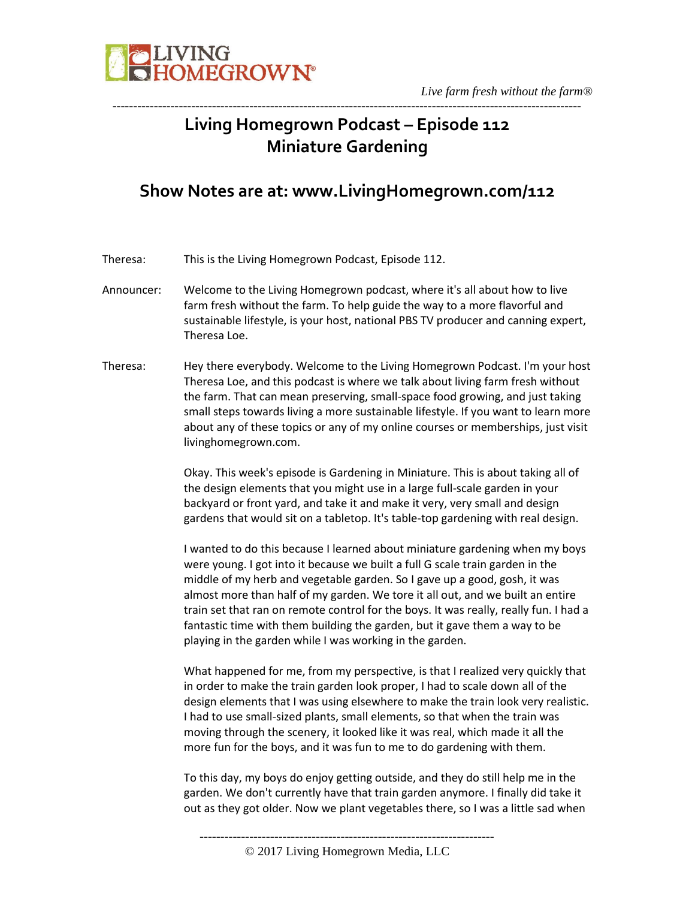# Living Homegrown Podcast – Episode 112
# Miniature Gardening

## Show Notes are at: www.LivingHomegrown.com/112

Theresa: This is the Living Homegrown Podcast, Episode 112.

Announcer: Welcome to the Living Homegrown podcast, where it's all about how to live farm fresh without the farm. To help guide the way to a more flavorful and sustainable lifestyle, is your host, national PBS TV producer and canning expert, Theresa Loe.

Theresa: Hey there everybody. Welcome to the Living Homegrown Podcast. I'm your host Theresa Loe, and this podcast is where we talk about living farm fresh without the farm. That can mean preserving, small-space food growing, and just taking small steps towards living a more sustainable lifestyle. If you want to learn more about any of these topics or any of my online courses or memberships, just visit livinghomegrown.com.

Okay. This week's episode is Gardening in Miniature. This is about taking all of the design elements that you might use in a large full-scale garden in your backyard or front yard, and take it and make it very, very small and design gardens that would sit on a tabletop. It's table-top gardening with real design.

I wanted to do this because I learned about miniature gardening when my boys were young. I got into it because we built a full G scale train garden in the middle of my herb and vegetable garden. So I gave up a good, gosh, it was almost more than half of my garden. We tore it all out, and we built an entire train set that ran on remote control for the boys. It was really, really fun. I had a fantastic time with them building the garden, but it gave them a way to be playing in the garden while I was working in the garden.

What happened for me, from my perspective, is that I realized very quickly that in order to make the train garden look proper, I had to scale down all of the design elements that I was using elsewhere to make the train look very realistic. I had to use small-sized plants, small elements, so that when the train was moving through the scenery, it looked like it was real, which made it all the more fun for the boys, and it was fun to me to do gardening with them.

To this day, my boys do enjoy getting outside, and they do still help me in the garden. We don't currently have that train garden anymore. I finally did take it out as they got older. Now we plant vegetables there, so I was a little sad when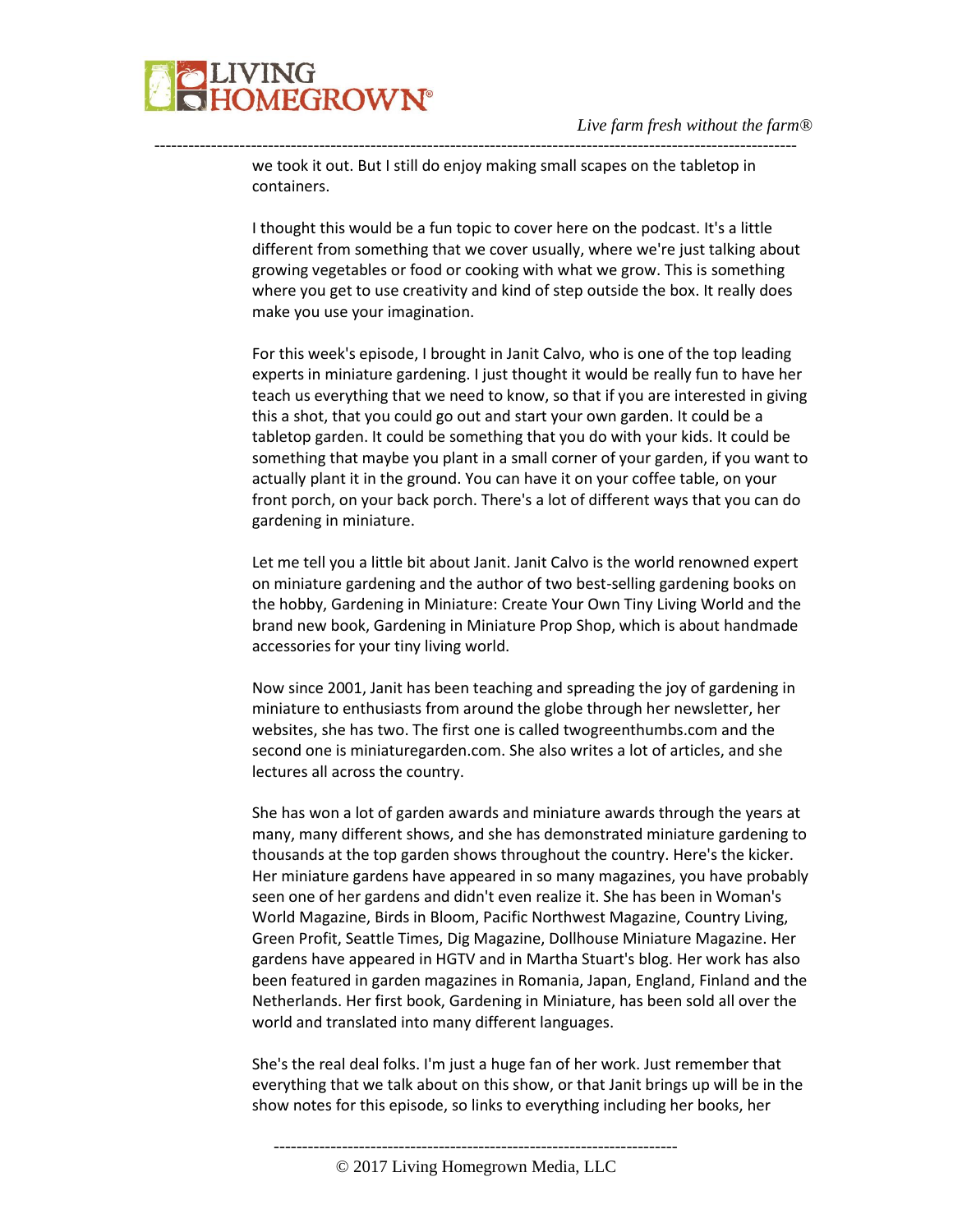we took it out. But I still do enjoy making small scapes on the tabletop in containers.

I thought this would be a fun topic to cover here on the podcast. It's a little different from something that we cover usually, where we're just talking about growing vegetables or food or cooking with what we grow. This is something where you get to use creativity and kind of step outside the box. It really does make you use your imagination.

For this week's episode, I brought in Janit Calvo, who is one of the top leading experts in miniature gardening. I just thought it would be really fun to have her teach us everything that we need to know, so that if you are interested in giving this a shot, that you could go out and start your own garden. It could be a tabletop garden. It could be something that you do with your kids. It could be something that maybe you plant in a small corner of your garden, if you want to actually plant it in the ground. You can have it on your coffee table, on your front porch, on your back porch. There's a lot of different ways that you can do gardening in miniature.

Let me tell you a little bit about Janit. Janit Calvo is the world renowned expert on miniature gardening and the author of two best-selling gardening books on the hobby, Gardening in Miniature: Create Your Own Tiny Living World and the brand new book, Gardening in Miniature Prop Shop, which is about handmade accessories for your tiny living world.

Now since 2001, Janit has been teaching and spreading the joy of gardening in miniature to enthusiasts from around the globe through her newsletter, her websites, she has two. The first one is called twogreenthumbs.com and the second one is miniaturegarden.com. She also writes a lot of articles, and she lectures all across the country.

She has won a lot of garden awards and miniature awards through the years at many, many different shows, and she has demonstrated miniature gardening to thousands at the top garden shows throughout the country. Here's the kicker. Her miniature gardens have appeared in so many magazines, you have probably seen one of her gardens and didn't even realize it. She has been in Woman's World Magazine, Birds in Bloom, Pacific Northwest Magazine, Country Living, Green Profit, Seattle Times, Dig Magazine, Dollhouse Miniature Magazine. Her gardens have appeared in HGTV and in Martha Stuart's blog. Her work has also been featured in garden magazines in Romania, Japan, England, Finland and the Netherlands. Her first book, Gardening in Miniature, has been sold all over the world and translated into many different languages.

She's the real deal folks. I'm just a huge fan of her work. Just remember that everything that we talk about on this show, or that Janit brings up will be in the show notes for this episode, so links to everything including her books, her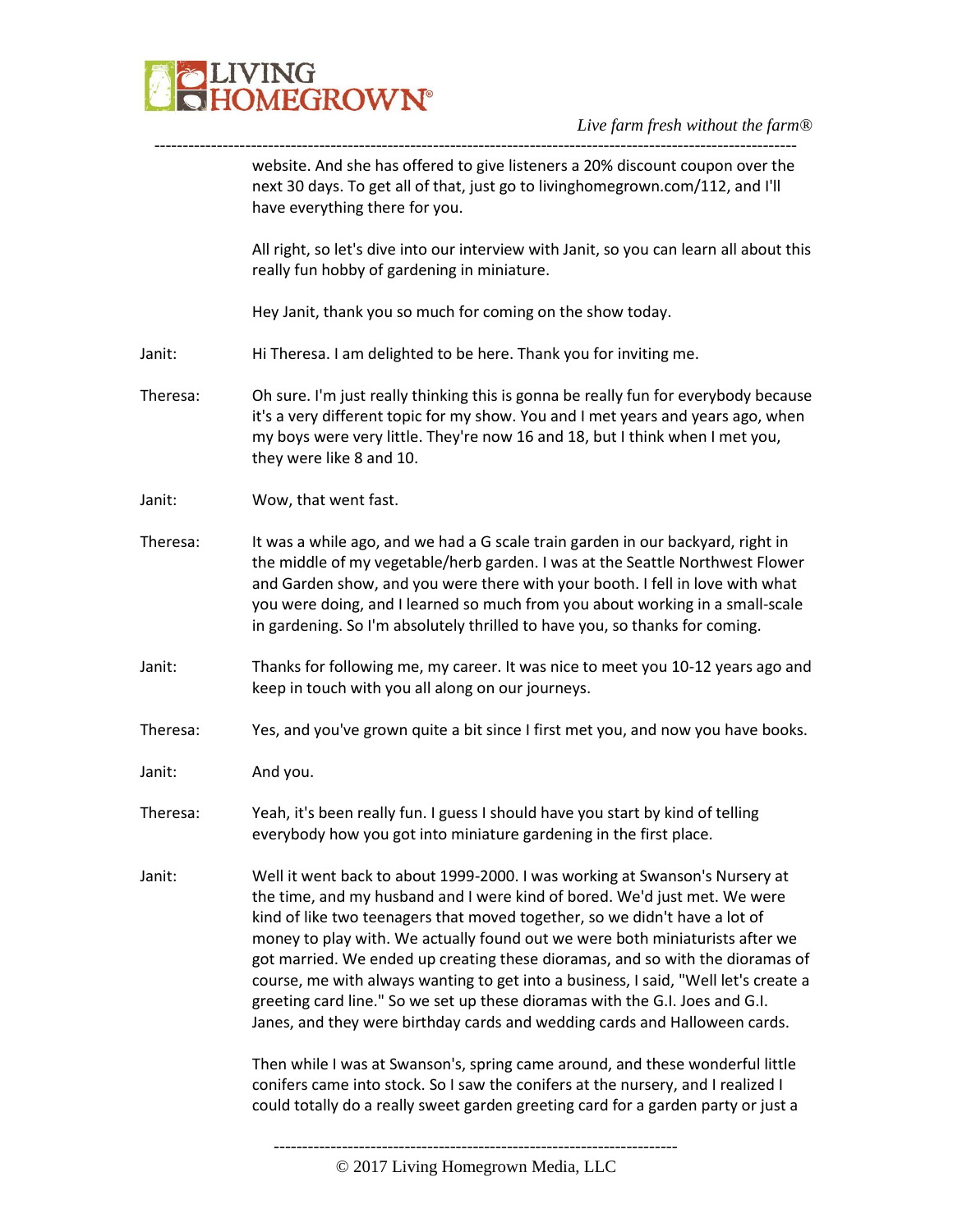website. And she has offered to give listeners a 20% discount coupon over the next 30 days. To get all of that, just go to livinghomegrown.com/112, and I'll have everything there for you.

All right, so let's dive into our interview with Janit, so you can learn all about this really fun hobby of gardening in miniature.

Hey Janit, thank you so much for coming on the show today.

Janit: Hi Theresa. I am delighted to be here. Thank you for inviting me.

Theresa: Oh sure. I'm just really thinking this is gonna be really fun for everybody because it's a very different topic for my show. You and I met years and years ago, when my boys were very little. They're now 16 and 18, but I think when I met you, they were like 8 and 10.

Janit: Wow, that went fast.

Theresa: It was a while ago, and we had a G scale train garden in our backyard, right in the middle of my vegetable/herb garden. I was at the Seattle Northwest Flower and Garden show, and you were there with your booth. I fell in love with what you were doing, and I learned so much from you about working in a small-scale in gardening. So I'm absolutely thrilled to have you, so thanks for coming.

Janit: Thanks for following me, my career. It was nice to meet you 10-12 years ago and keep in touch with you all along on our journeys.

Theresa: Yes, and you've grown quite a bit since I first met you, and now you have books.

Janit: And you.

Theresa: Yeah, it's been really fun. I guess I should have you start by kind of telling everybody how you got into miniature gardening in the first place.

Janit: Well it went back to about 1999-2000. I was working at Swanson's Nursery at the time, and my husband and I were kind of bored. We'd just met. We were kind of like two teenagers that moved together, so we didn't have a lot of money to play with. We actually found out we were both miniaturists after we got married. We ended up creating these dioramas, and so with the dioramas of course, me with always wanting to get into a business, I said, "Well let's create a greeting card line." So we set up these dioramas with the G.I. Joes and G.I. Janes, and they were birthday cards and wedding cards and Halloween cards.

Then while I was at Swanson's, spring came around, and these wonderful little conifers came into stock. So I saw the conifers at the nursery, and I realized I could totally do a really sweet garden greeting card for a garden party or just a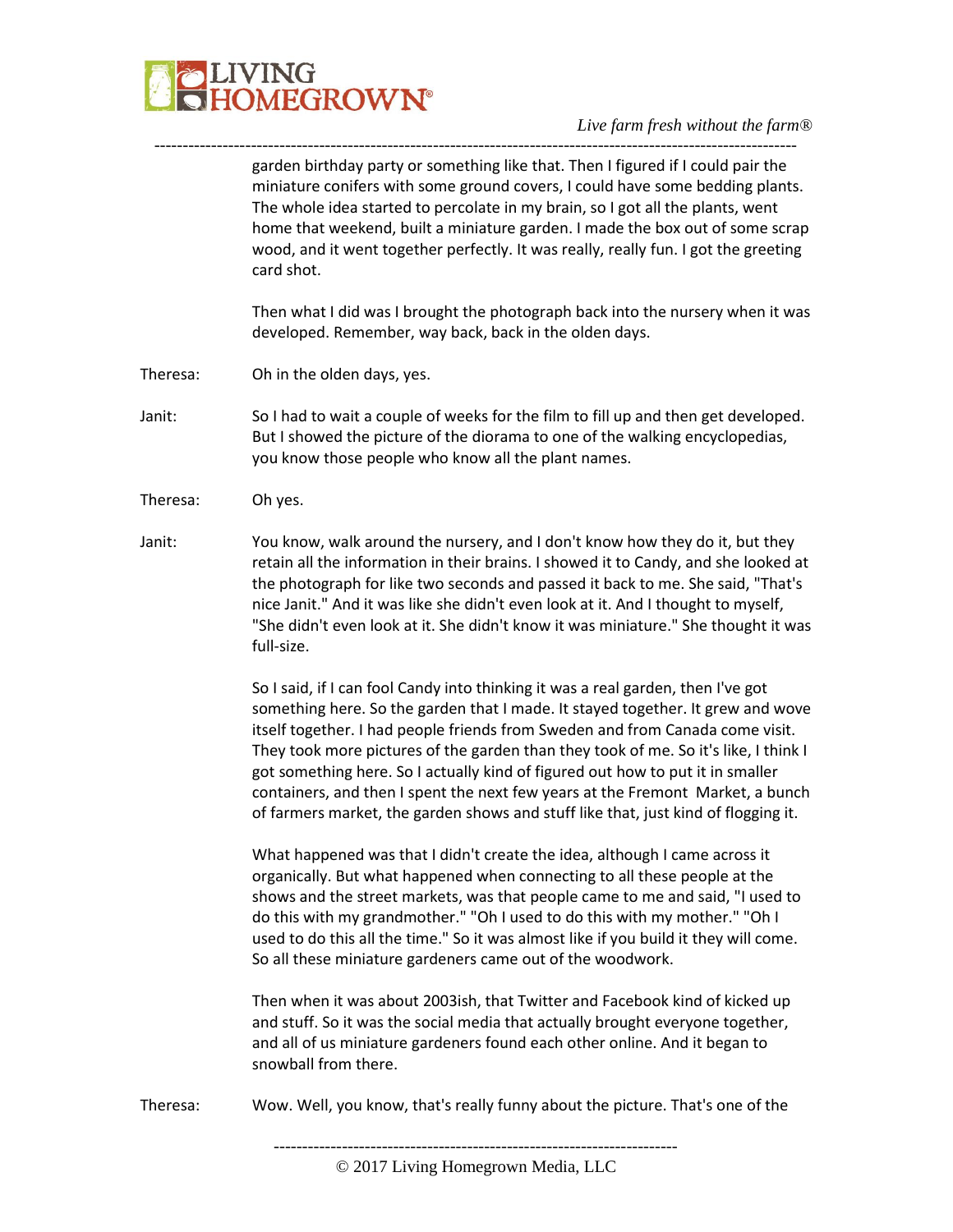garden birthday party or something like that. Then I figured if I could pair the miniature conifers with some ground covers, I could have some bedding plants. The whole idea started to percolate in my brain, so I got all the plants, went home that weekend, built a miniature garden. I made the box out of some scrap wood, and it went together perfectly. It was really, really fun. I got the greeting card shot.

Then what I did was I brought the photograph back into the nursery when it was developed. Remember, way back, back in the olden days.

Theresa: Oh in the olden days, yes.

Janit: So I had to wait a couple of weeks for the film to fill up and then get developed. But I showed the picture of the diorama to one of the walking encyclopedias, you know those people who know all the plant names.

Theresa: Oh yes.

Janit: You know, walk around the nursery, and I don't know how they do it, but they retain all the information in their brains. I showed it to Candy, and she looked at the photograph for like two seconds and passed it back to me. She said, "That's nice Janit." And it was like she didn't even look at it. And I thought to myself, "She didn't even look at it. She didn't know it was miniature." She thought it was full-size.

So I said, if I can fool Candy into thinking it was a real garden, then I've got something here. So the garden that I made. It stayed together. It grew and wove itself together. I had people friends from Sweden and from Canada come visit. They took more pictures of the garden than they took of me. So it's like, I think I got something here. So I actually kind of figured out how to put it in smaller containers, and then I spent the next few years at the Fremont Market, a bunch of farmers market, the garden shows and stuff like that, just kind of flogging it.

What happened was that I didn't create the idea, although I came across it organically. But what happened when connecting to all these people at the shows and the street markets, was that people came to me and said, "I used to do this with my grandmother." "Oh I used to do this with my mother." "Oh I used to do this all the time." So it was almost like if you build it they will come. So all these miniature gardeners came out of the woodwork.

Then when it was about 2003ish, that Twitter and Facebook kind of kicked up and stuff. So it was the social media that actually brought everyone together, and all of us miniature gardeners found each other online. And it began to snowball from there.

Theresa: Wow. Well, you know, that's really funny about the picture. That's one of the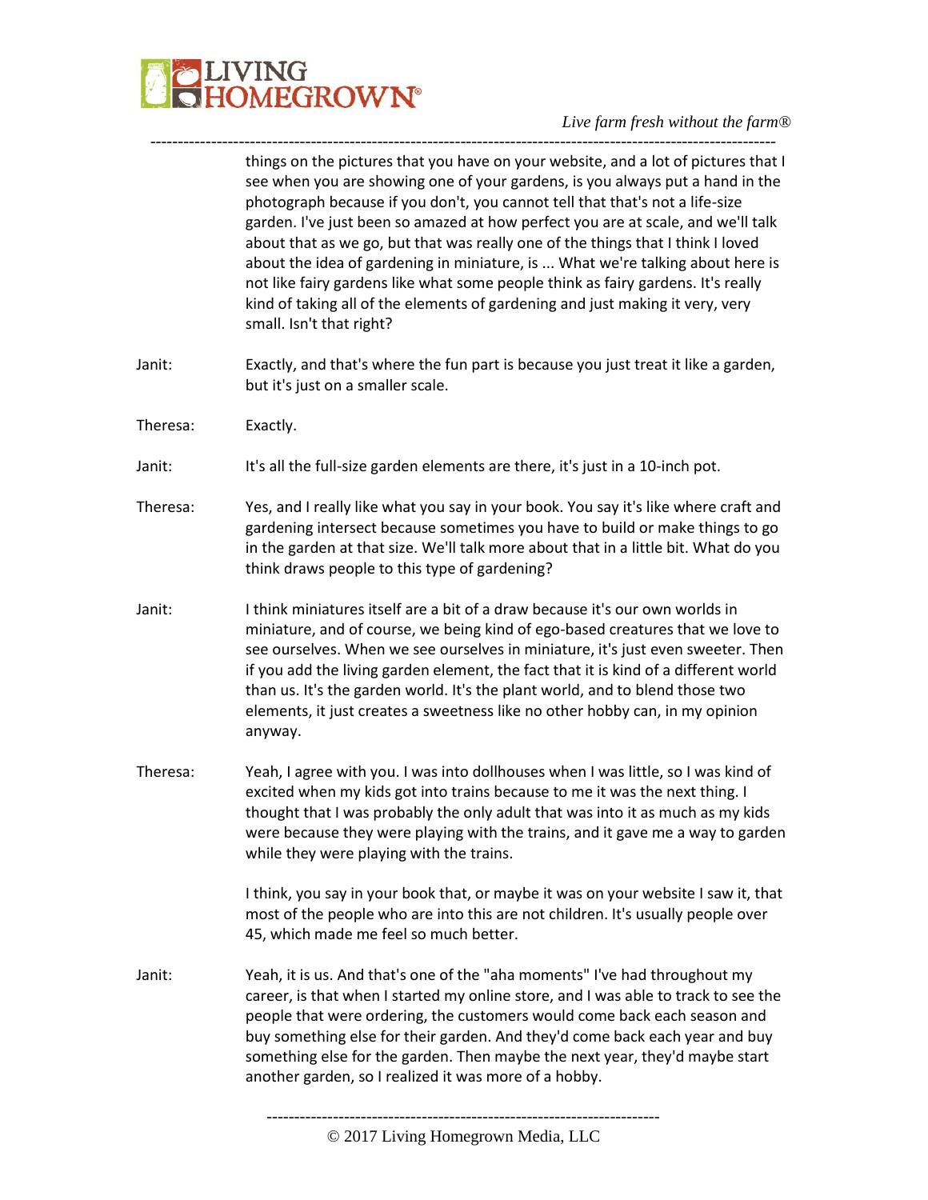things on the pictures that you have on your website, and a lot of pictures that I see when you are showing one of your gardens, is you always put a hand in the photograph because if you don't, you cannot tell that that's not a life-size garden. I've just been so amazed at how perfect you are at scale, and we'll talk about that as we go, but that was really one of the things that I think I loved about the idea of gardening in miniature, is ... What we're talking about here is not like fairy gardens like what some people think as fairy gardens. It's really kind of taking all of the elements of gardening and just making it very, very small. Isn't that right?

Janit: Exactly, and that's where the fun part is because you just treat it like a garden, but it's just on a smaller scale.

Theresa: Exactly.

Janit: It's all the full-size garden elements are there, it's just in a 10-inch pot.

Theresa: Yes, and I really like what you say in your book. You say it's like where craft and gardening intersect because sometimes you have to build or make things to go in the garden at that size. We'll talk more about that in a little bit. What do you think draws people to this type of gardening?

Janit: I think miniatures itself are a bit of a draw because it's our own worlds in miniature, and of course, we being kind of ego-based creatures that we love to see ourselves. When we see ourselves in miniature, it's just even sweeter. Then if you add the living garden element, the fact that it is kind of a different world than us. It's the garden world. It's the plant world, and to blend those two elements, it just creates a sweetness like no other hobby can, in my opinion anyway.

Theresa: Yeah, I agree with you. I was into dollhouses when I was little, so I was kind of excited when my kids got into trains because to me it was the next thing. I thought that I was probably the only adult that was into it as much as my kids were because they were playing with the trains, and it gave me a way to garden while they were playing with the trains.

I think, you say in your book that, or maybe it was on your website I saw it, that most of the people who are into this are not children. It's usually people over 45, which made me feel so much better.

Janit: Yeah, it is us. And that's one of the "aha moments" I've had throughout my career, is that when I started my online store, and I was able to track to see the people that were ordering, the customers would come back each season and buy something else for their garden. And they'd come back each year and buy something else for the garden. Then maybe the next year, they'd maybe start another garden, so I realized it was more of a hobby.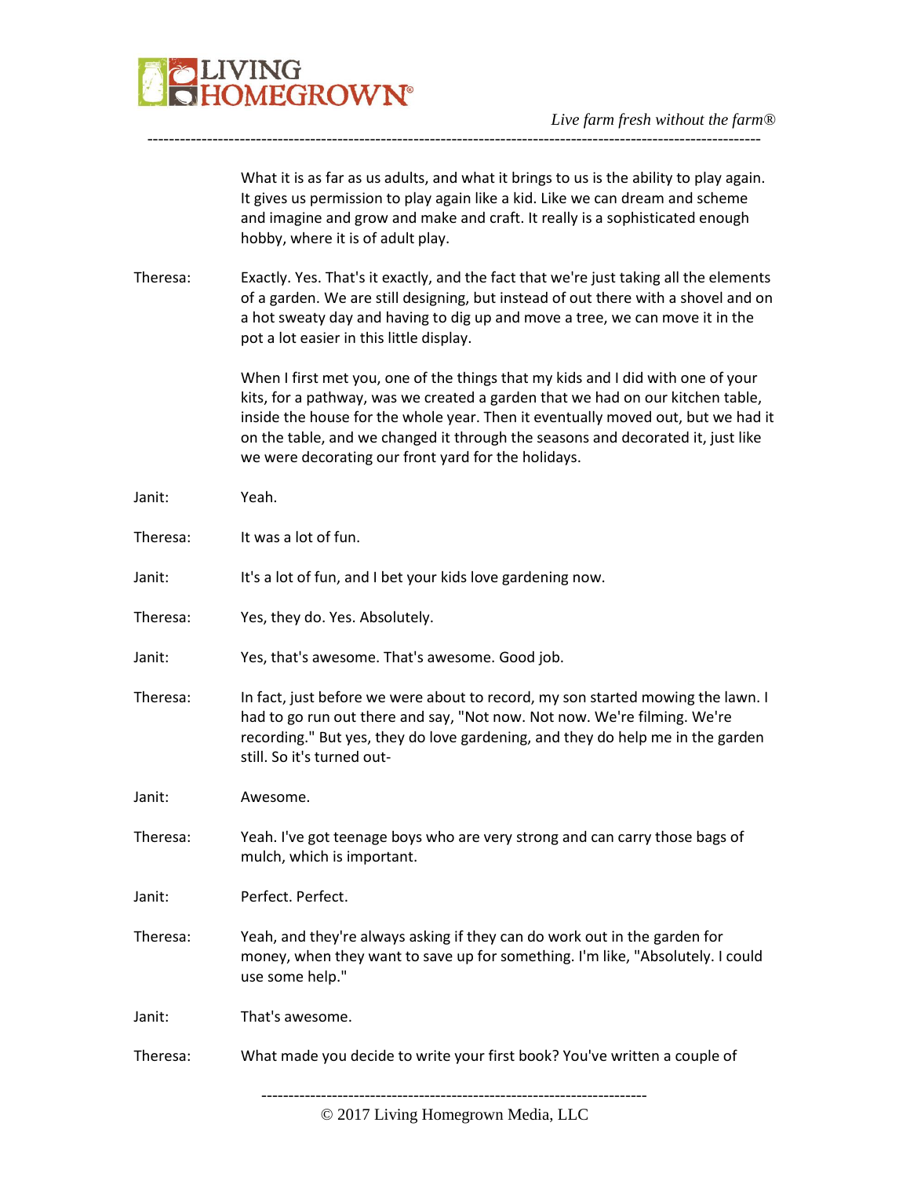What it is as far as us adults, and what it brings to us is the ability to play again. It gives us permission to play again like a kid. Like we can dream and scheme and imagine and grow and make and craft. It really is a sophisticated enough hobby, where it is of adult play.

Theresa: Exactly. Yes. That's it exactly, and the fact that we're just taking all the elements of a garden. We are still designing, but instead of out there with a shovel and on a hot sweaty day and having to dig up and move a tree, we can move it in the pot a lot easier in this little display.

When I first met you, one of the things that my kids and I did with one of your kits, for a pathway, was we created a garden that we had on our kitchen table, inside the house for the whole year. Then it eventually moved out, but we had it on the table, and we changed it through the seasons and decorated it, just like we were decorating our front yard for the holidays.

Janit: Yeah.

Theresa: It was a lot of fun.

Janit: It's a lot of fun, and I bet your kids love gardening now.

Theresa: Yes, they do. Yes. Absolutely.

Janit: Yes, that's awesome. That's awesome. Good job.

Theresa: In fact, just before we were about to record, my son started mowing the lawn. I had to go run out there and say, "Not now. Not now. We're filming. We're recording." But yes, they do love gardening, and they do help me in the garden still. So it's turned out-

Janit: Awesome.

Theresa: Yeah. I've got teenage boys who are very strong and can carry those bags of mulch, which is important.

Janit: Perfect. Perfect.

Theresa: Yeah, and they're always asking if they can do work out in the garden for money, when they want to save up for something. I'm like, "Absolutely. I could use some help."

Janit: That's awesome.

Theresa: What made you decide to write your first book? You've written a couple of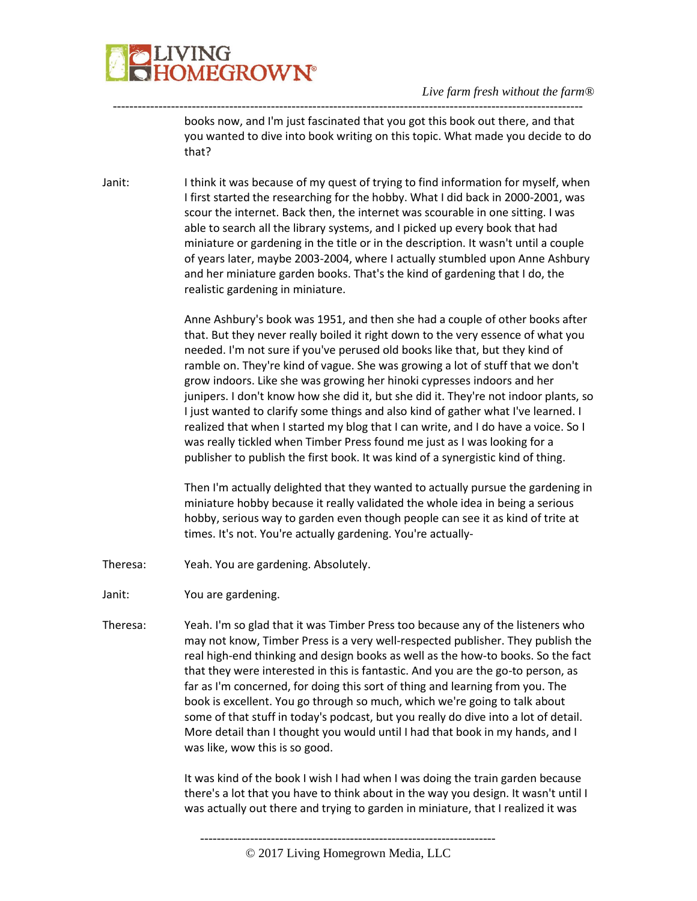books now, and I'm just fascinated that you got this book out there, and that you wanted to dive into book writing on this topic. What made you decide to do that?

Janit: I think it was because of my quest of trying to find information for myself, when I first started the researching for the hobby. What I did back in 2000-2001, was scour the internet. Back then, the internet was scourable in one sitting. I was able to search all the library systems, and I picked up every book that had miniature or gardening in the title or in the description. It wasn't until a couple of years later, maybe 2003-2004, where I actually stumbled upon Anne Ashbury and her miniature garden books. That's the kind of gardening that I do, the realistic gardening in miniature.

Anne Ashbury's book was 1951, and then she had a couple of other books after that. But they never really boiled it right down to the very essence of what you needed. I'm not sure if you've perused old books like that, but they kind of ramble on. They're kind of vague. She was growing a lot of stuff that we don't grow indoors. Like she was growing her hinoki cypresses indoors and her junipers. I don't know how she did it, but she did it. They're not indoor plants, so I just wanted to clarify some things and also kind of gather what I've learned. I realized that when I started my blog that I can write, and I do have a voice. So I was really tickled when Timber Press found me just as I was looking for a publisher to publish the first book. It was kind of a synergistic kind of thing.

Then I'm actually delighted that they wanted to actually pursue the gardening in miniature hobby because it really validated the whole idea in being a serious hobby, serious way to garden even though people can see it as kind of trite at times. It's not. You're actually gardening. You're actually-

Theresa: Yeah. You are gardening. Absolutely.

Janit: You are gardening.

Theresa: Yeah. I'm so glad that it was Timber Press too because any of the listeners who may not know, Timber Press is a very well-respected publisher. They publish the real high-end thinking and design books as well as the how-to books. So the fact that they were interested in this is fantastic. And you are the go-to person, as far as I'm concerned, for doing this sort of thing and learning from you. The book is excellent. You go through so much, which we're going to talk about some of that stuff in today's podcast, but you really do dive into a lot of detail. More detail than I thought you would until I had that book in my hands, and I was like, wow this is so good.

It was kind of the book I wish I had when I was doing the train garden because there's a lot that you have to think about in the way you design. It wasn't until I was actually out there and trying to garden in miniature, that I realized it was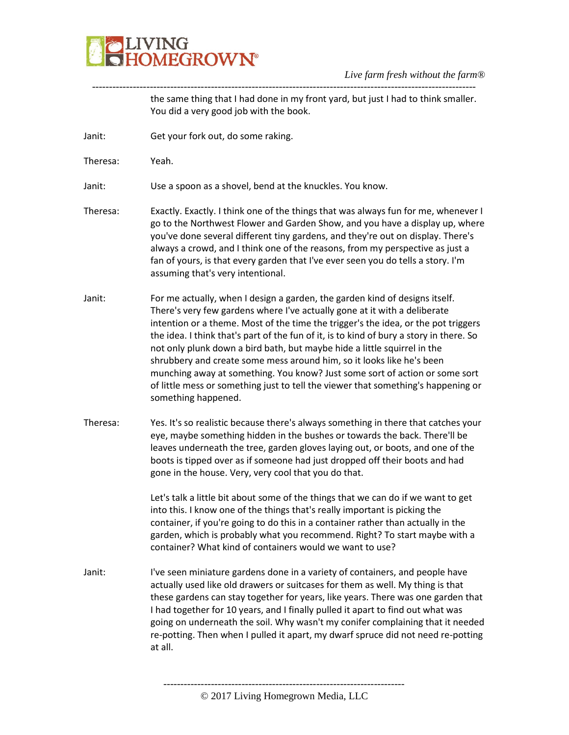the same thing that I had done in my front yard, but just I had to think smaller. You did a very good job with the book.

Janit: Get your fork out, do some raking.

Theresa: Yeah.

Janit: Use a spoon as a shovel, bend at the knuckles. You know.

Theresa: Exactly. Exactly. I think one of the things that was always fun for me, whenever I go to the Northwest Flower and Garden Show, and you have a display up, where you've done several different tiny gardens, and they're out on display. There's always a crowd, and I think one of the reasons, from my perspective as just a fan of yours, is that every garden that I've ever seen you do tells a story. I'm assuming that's very intentional.

Janit: For me actually, when I design a garden, the garden kind of designs itself. There's very few gardens where I've actually gone at it with a deliberate intention or a theme. Most of the time the trigger's the idea, or the pot triggers the idea. I think that's part of the fun of it, is to kind of bury a story in there. So not only plunk down a bird bath, but maybe hide a little squirrel in the shrubbery and create some mess around him, so it looks like he's been munching away at something. You know? Just some sort of action or some sort of little mess or something just to tell the viewer that something's happening or something happened.

Theresa: Yes. It's so realistic because there's always something in there that catches your eye, maybe something hidden in the bushes or towards the back. There'll be leaves underneath the tree, garden gloves laying out, or boots, and one of the boots is tipped over as if someone had just dropped off their boots and had gone in the house. Very, very cool that you do that.

Let's talk a little bit about some of the things that we can do if we want to get into this. I know one of the things that's really important is picking the container, if you're going to do this in a container rather than actually in the garden, which is probably what you recommend. Right? To start maybe with a container? What kind of containers would we want to use?

Janit: I've seen miniature gardens done in a variety of containers, and people have actually used like old drawers or suitcases for them as well. My thing is that these gardens can stay together for years, like years. There was one garden that I had together for 10 years, and I finally pulled it apart to find out what was going on underneath the soil. Why wasn't my conifer complaining that it needed re-potting. Then when I pulled it apart, my dwarf spruce did not need re-potting at all.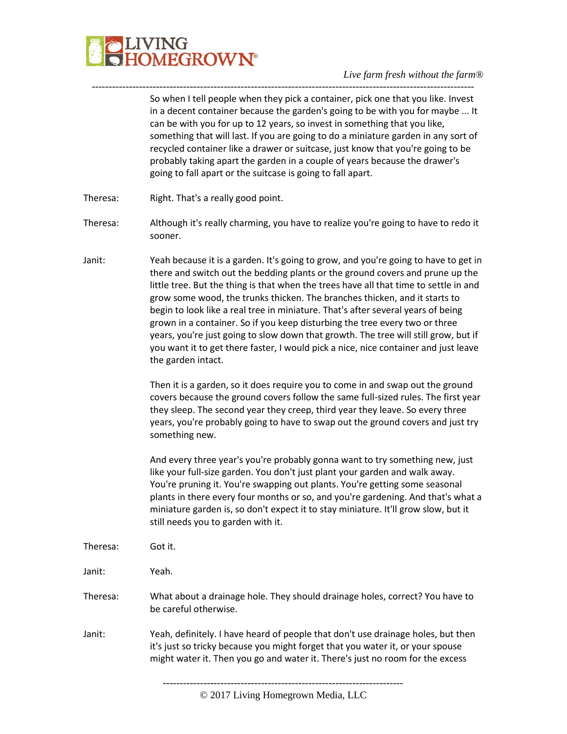So when I tell people when they pick a container, pick one that you like. Invest in a decent container because the garden's going to be with you for maybe ... It can be with you for up to 12 years, so invest in something that you like, something that will last. If you are going to do a miniature garden in any sort of recycled container like a drawer or suitcase, just know that you're going to be probably taking apart the garden in a couple of years because the drawer's going to fall apart or the suitcase is going to fall apart.

Theresa: Right. That's a really good point.

Theresa: Although it's really charming, you have to realize you're going to have to redo it sooner.

Janit: Yeah because it is a garden. It's going to grow, and you're going to have to get in there and switch out the bedding plants or the ground covers and prune up the little tree. But the thing is that when the trees have all that time to settle in and grow some wood, the trunks thicken. The branches thicken, and it starts to begin to look like a real tree in miniature. That's after several years of being grown in a container. So if you keep disturbing the tree every two or three years, you're just going to slow down that growth. The tree will still grow, but if you want it to get there faster, I would pick a nice, nice container and just leave the garden intact.

Then it is a garden, so it does require you to come in and swap out the ground covers because the ground covers follow the same full-sized rules. The first year they sleep. The second year they creep, third year they leave. So every three years, you're probably going to have to swap out the ground covers and just try something new.

And every three year's you're probably gonna want to try something new, just like your full-size garden. You don't just plant your garden and walk away. You're pruning it. You're swapping out plants. You're getting some seasonal plants in there every four months or so, and you're gardening. And that's what a miniature garden is, so don't expect it to stay miniature. It'll grow slow, but it still needs you to garden with it.

Theresa: Got it.

Janit: Yeah.

Theresa: What about a drainage hole. They should drainage holes, correct? You have to be careful otherwise.

Janit: Yeah, definitely. I have heard of people that don't use drainage holes, but then it's just so tricky because you might forget that you water it, or your spouse might water it. Then you go and water it. There's just no room for the excess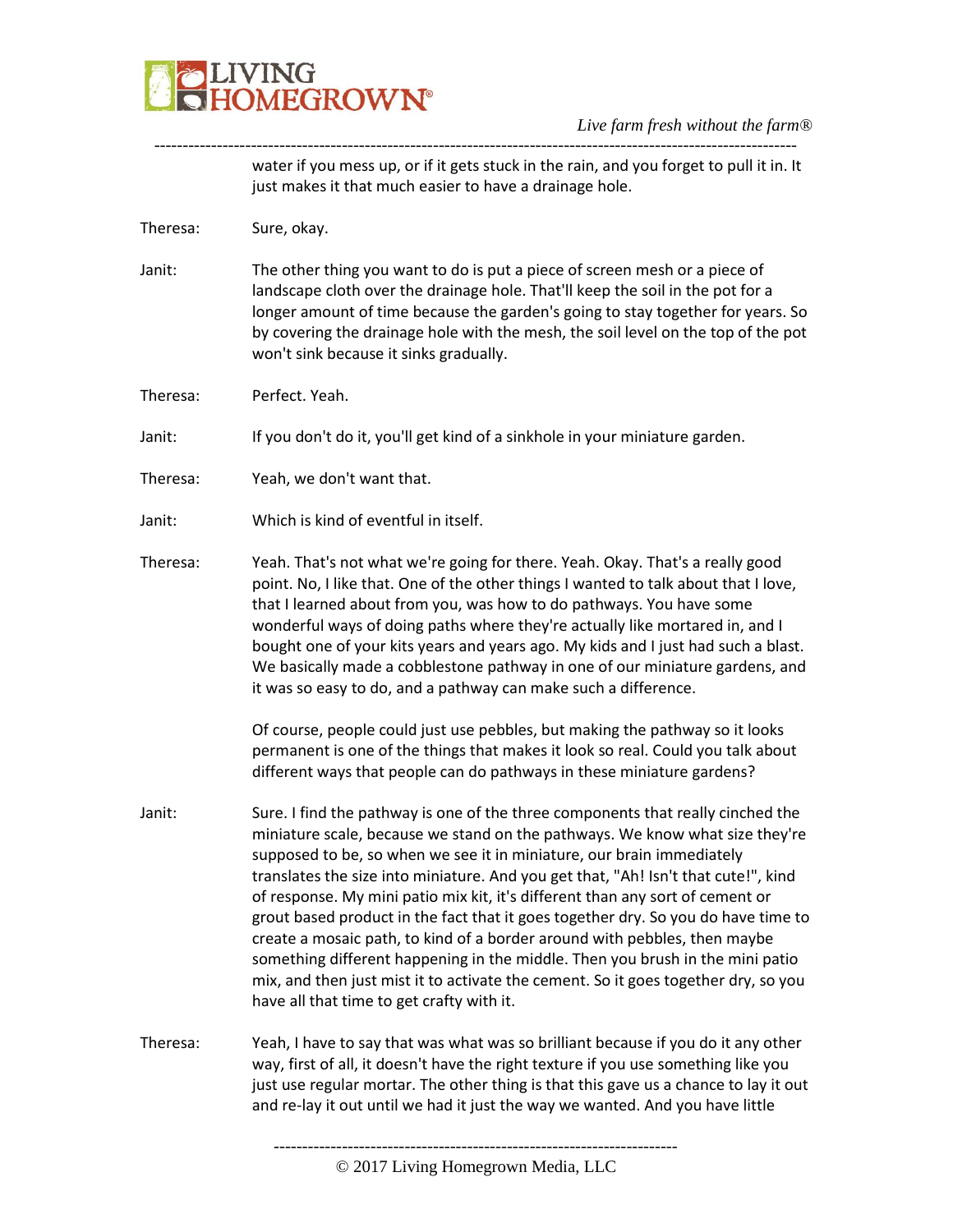water if you mess up, or if it gets stuck in the rain, and you forget to pull it in. It just makes it that much easier to have a drainage hole.

Theresa: Sure, okay.

Janit: The other thing you want to do is put a piece of screen mesh or a piece of landscape cloth over the drainage hole. That'll keep the soil in the pot for a longer amount of time because the garden's going to stay together for years. So by covering the drainage hole with the mesh, the soil level on the top of the pot won't sink because it sinks gradually.

Theresa: Perfect. Yeah.

Janit: If you don't do it, you'll get kind of a sinkhole in your miniature garden.

Theresa: Yeah, we don't want that.

Janit: Which is kind of eventful in itself.

Theresa: Yeah. That's not what we're going for there. Yeah. Okay. That's a really good point. No, I like that. One of the other things I wanted to talk about that I love, that I learned about from you, was how to do pathways. You have some wonderful ways of doing paths where they're actually like mortared in, and I bought one of your kits years and years ago. My kids and I just had such a blast. We basically made a cobblestone pathway in one of our miniature gardens, and it was so easy to do, and a pathway can make such a difference.

Of course, people could just use pebbles, but making the pathway so it looks permanent is one of the things that makes it look so real. Could you talk about different ways that people can do pathways in these miniature gardens?

Janit: Sure. I find the pathway is one of the three components that really cinched the miniature scale, because we stand on the pathways. We know what size they're supposed to be, so when we see it in miniature, our brain immediately translates the size into miniature. And you get that, "Ah! Isn't that cute!", kind of response. My mini patio mix kit, it's different than any sort of cement or grout based product in the fact that it goes together dry. So you do have time to create a mosaic path, to kind of a border around with pebbles, then maybe something different happening in the middle. Then you brush in the mini patio mix, and then just mist it to activate the cement. So it goes together dry, so you have all that time to get crafty with it.

Theresa: Yeah, I have to say that was what was so brilliant because if you do it any other way, first of all, it doesn't have the right texture if you use something like you just use regular mortar. The other thing is that this gave us a chance to lay it out and re-lay it out until we had it just the way we wanted. And you have little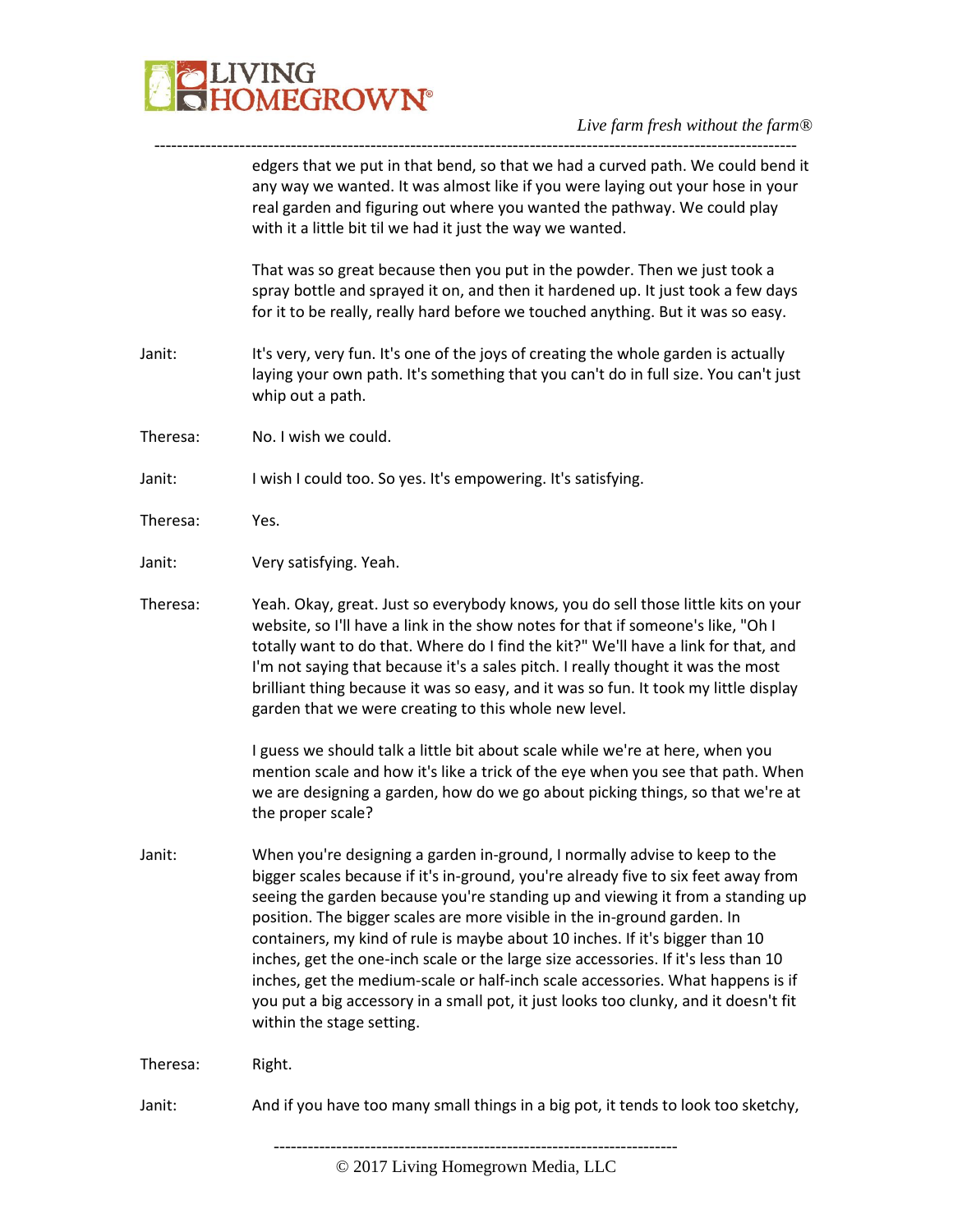edgers that we put in that bend, so that we had a curved path. We could bend it any way we wanted. It was almost like if you were laying out your hose in your real garden and figuring out where you wanted the pathway. We could play with it a little bit til we had it just the way we wanted.

That was so great because then you put in the powder. Then we just took a spray bottle and sprayed it on, and then it hardened up. It just took a few days for it to be really, really hard before we touched anything. But it was so easy.

Janit: It's very, very fun. It's one of the joys of creating the whole garden is actually laying your own path. It's something that you can't do in full size. You can't just whip out a path.

Theresa: No. I wish we could.

Janit: I wish I could too. So yes. It's empowering. It's satisfying.

Theresa: Yes.

Janit: Very satisfying. Yeah.

Theresa: Yeah. Okay, great. Just so everybody knows, you do sell those little kits on your website, so I'll have a link in the show notes for that if someone's like, "Oh I totally want to do that. Where do I find the kit?" We'll have a link for that, and I'm not saying that because it's a sales pitch. I really thought it was the most brilliant thing because it was so easy, and it was so fun. It took my little display garden that we were creating to this whole new level.

I guess we should talk a little bit about scale while we're at here, when you mention scale and how it's like a trick of the eye when you see that path. When we are designing a garden, how do we go about picking things, so that we're at the proper scale?

Janit: When you're designing a garden in-ground, I normally advise to keep to the bigger scales because if it's in-ground, you're already five to six feet away from seeing the garden because you're standing up and viewing it from a standing up position. The bigger scales are more visible in the in-ground garden. In containers, my kind of rule is maybe about 10 inches. If it's bigger than 10 inches, get the one-inch scale or the large size accessories. If it's less than 10 inches, get the medium-scale or half-inch scale accessories. What happens is if you put a big accessory in a small pot, it just looks too clunky, and it doesn't fit within the stage setting.

Theresa: Right.

Janit: And if you have too many small things in a big pot, it tends to look too sketchy,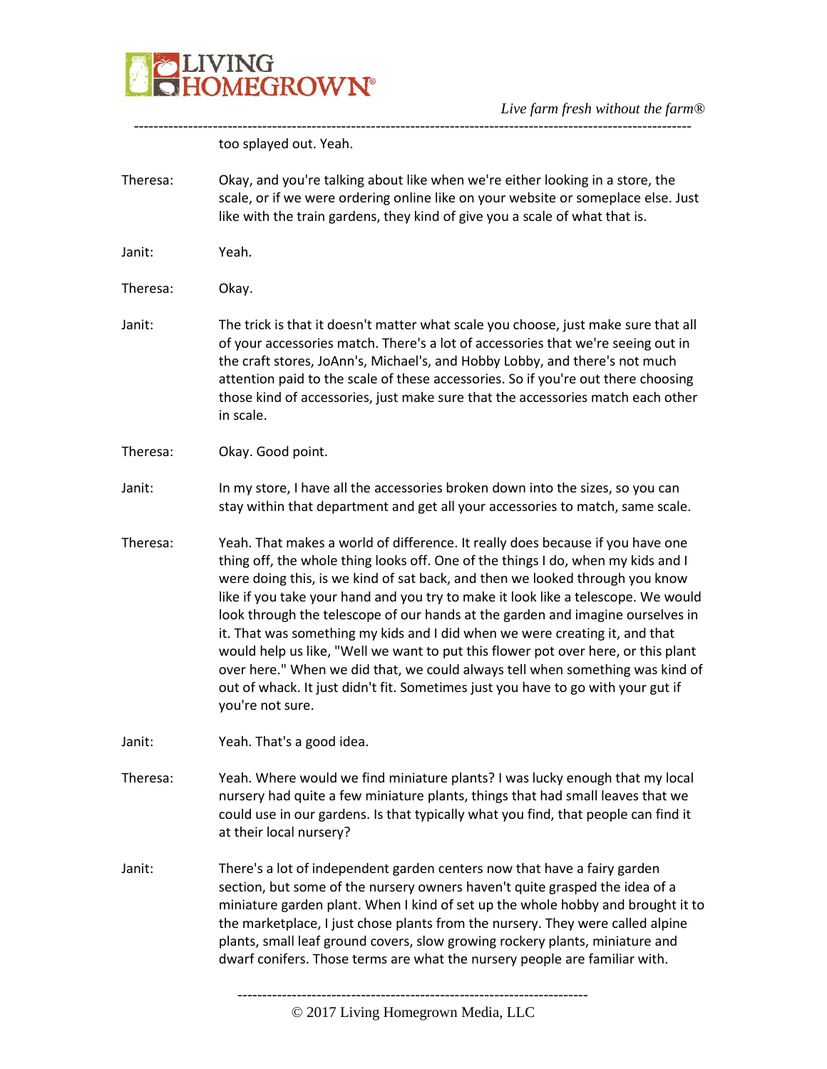too splayed out. Yeah.

Theresa: Okay, and you're talking about like when we're either looking in a store, the scale, or if we were ordering online like on your website or someplace else. Just like with the train gardens, they kind of give you a scale of what that is.

Janit: Yeah.

Theresa: Okay.

Janit: The trick is that it doesn't matter what scale you choose, just make sure that all of your accessories match. There's a lot of accessories that we're seeing out in the craft stores, JoAnn's, Michael's, and Hobby Lobby, and there's not much attention paid to the scale of these accessories. So if you're out there choosing those kind of accessories, just make sure that the accessories match each other in scale.

Theresa: Okay. Good point.

Janit: In my store, I have all the accessories broken down into the sizes, so you can stay within that department and get all your accessories to match, same scale.

Theresa: Yeah. That makes a world of difference. It really does because if you have one thing off, the whole thing looks off. One of the things I do, when my kids and I were doing this, is we kind of sat back, and then we looked through you know like if you take your hand and you try to make it look like a telescope. We would look through the telescope of our hands at the garden and imagine ourselves in it. That was something my kids and I did when we were creating it, and that would help us like, "Well we want to put this flower pot over here, or this plant over here." When we did that, we could always tell when something was kind of out of whack. It just didn't fit. Sometimes just you have to go with your gut if you're not sure.

Janit: Yeah. That's a good idea.

Theresa: Yeah. Where would we find miniature plants? I was lucky enough that my local nursery had quite a few miniature plants, things that had small leaves that we could use in our gardens. Is that typically what you find, that people can find it at their local nursery?

Janit: There's a lot of independent garden centers now that have a fairy garden section, but some of the nursery owners haven't quite grasped the idea of a miniature garden plant. When I kind of set up the whole hobby and brought it to the marketplace, I just chose plants from the nursery. They were called alpine plants, small leaf ground covers, slow growing rockery plants, miniature and dwarf conifers. Those terms are what the nursery people are familiar with.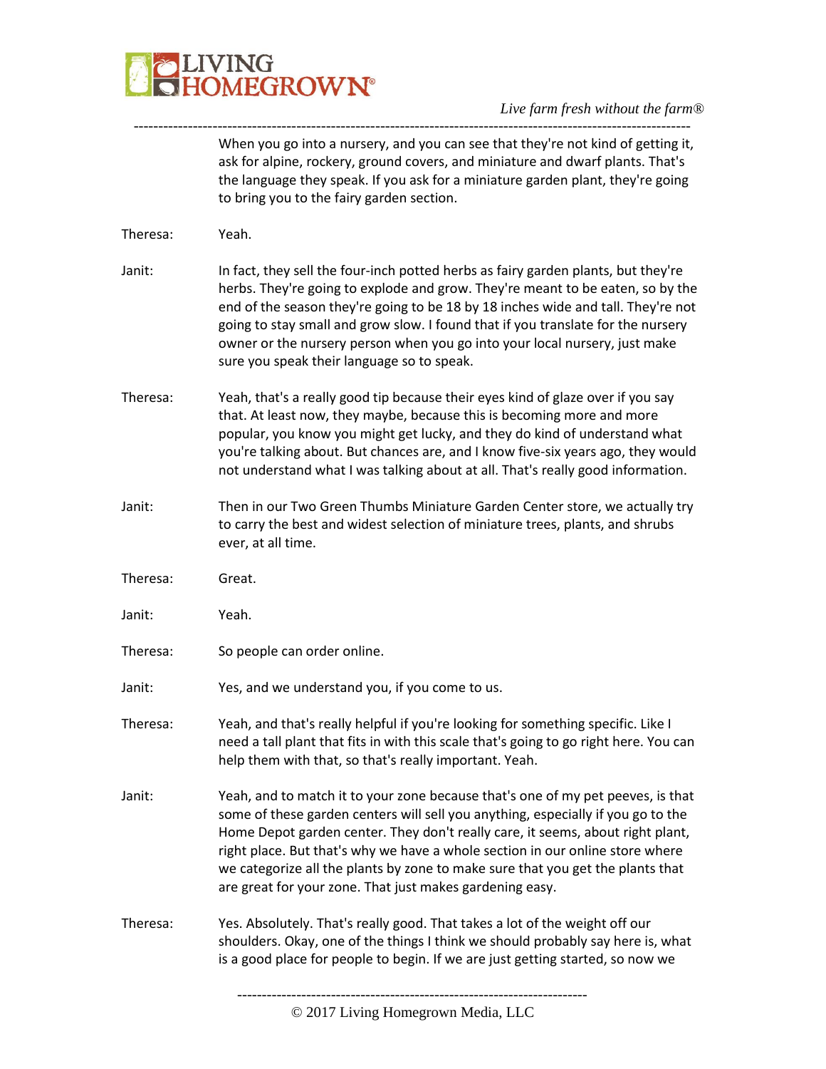When you go into a nursery, and you can see that they're not kind of getting it, ask for alpine, rockery, ground covers, and miniature and dwarf plants. That's the language they speak. If you ask for a miniature garden plant, they're going to bring you to the fairy garden section.

Theresa: Yeah.

Janit: In fact, they sell the four-inch potted herbs as fairy garden plants, but they're herbs. They're going to explode and grow. They're meant to be eaten, so by the end of the season they're going to be 18 by 18 inches wide and tall. They're not going to stay small and grow slow. I found that if you translate for the nursery owner or the nursery person when you go into your local nursery, just make sure you speak their language so to speak.

Theresa: Yeah, that's a really good tip because their eyes kind of glaze over if you say that. At least now, they maybe, because this is becoming more and more popular, you know you might get lucky, and they do kind of understand what you're talking about. But chances are, and I know five-six years ago, they would not understand what I was talking about at all. That's really good information.

Janit: Then in our Two Green Thumbs Miniature Garden Center store, we actually try to carry the best and widest selection of miniature trees, plants, and shrubs ever, at all time.

Theresa: Great.

Janit: Yeah.

Theresa: So people can order online.

Janit: Yes, and we understand you, if you come to us.

Theresa: Yeah, and that's really helpful if you're looking for something specific. Like I need a tall plant that fits in with this scale that's going to go right here. You can help them with that, so that's really important. Yeah.

Janit: Yeah, and to match it to your zone because that's one of my pet peeves, is that some of these garden centers will sell you anything, especially if you go to the Home Depot garden center. They don't really care, it seems, about right plant, right place. But that's why we have a whole section in our online store where we categorize all the plants by zone to make sure that you get the plants that are great for your zone. That just makes gardening easy.

Theresa: Yes. Absolutely. That's really good. That takes a lot of the weight off our shoulders. Okay, one of the things I think we should probably say here is, what is a good place for people to begin. If we are just getting started, so now we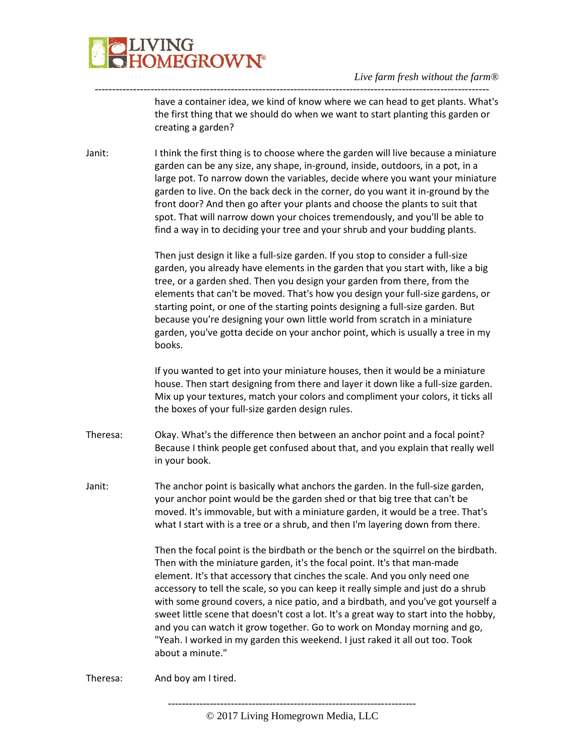have a container idea, we kind of know where we can head to get plants. What's the first thing that we should do when we want to start planting this garden or creating a garden?

Janit: I think the first thing is to choose where the garden will live because a miniature garden can be any size, any shape, in-ground, inside, outdoors, in a pot, in a large pot. To narrow down the variables, decide where you want your miniature garden to live. On the back deck in the corner, do you want it in-ground by the front door? And then go after your plants and choose the plants to suit that spot. That will narrow down your choices tremendously, and you'll be able to find a way in to deciding your tree and your shrub and your budding plants.

Then just design it like a full-size garden. If you stop to consider a full-size garden, you already have elements in the garden that you start with, like a big tree, or a garden shed. Then you design your garden from there, from the elements that can't be moved. That's how you design your full-size gardens, or starting point, or one of the starting points designing a full-size garden. But because you're designing your own little world from scratch in a miniature garden, you've gotta decide on your anchor point, which is usually a tree in my books.

If you wanted to get into your miniature houses, then it would be a miniature house. Then start designing from there and layer it down like a full-size garden. Mix up your textures, match your colors and compliment your colors, it ticks all the boxes of your full-size garden design rules.

Theresa: Okay. What's the difference then between an anchor point and a focal point? Because I think people get confused about that, and you explain that really well in your book.

Janit: The anchor point is basically what anchors the garden. In the full-size garden, your anchor point would be the garden shed or that big tree that can't be moved. It's immovable, but with a miniature garden, it would be a tree. That's what I start with is a tree or a shrub, and then I'm layering down from there.

Then the focal point is the birdbath or the bench or the squirrel on the birdbath. Then with the miniature garden, it's the focal point. It's that man-made element. It's that accessory that cinches the scale. And you only need one accessory to tell the scale, so you can keep it really simple and just do a shrub with some ground covers, a nice patio, and a birdbath, and you've got yourself a sweet little scene that doesn't cost a lot. It's a great way to start into the hobby, and you can watch it grow together. Go to work on Monday morning and go, "Yeah. I worked in my garden this weekend. I just raked it all out too. Took about a minute."

Theresa: And boy am I tired.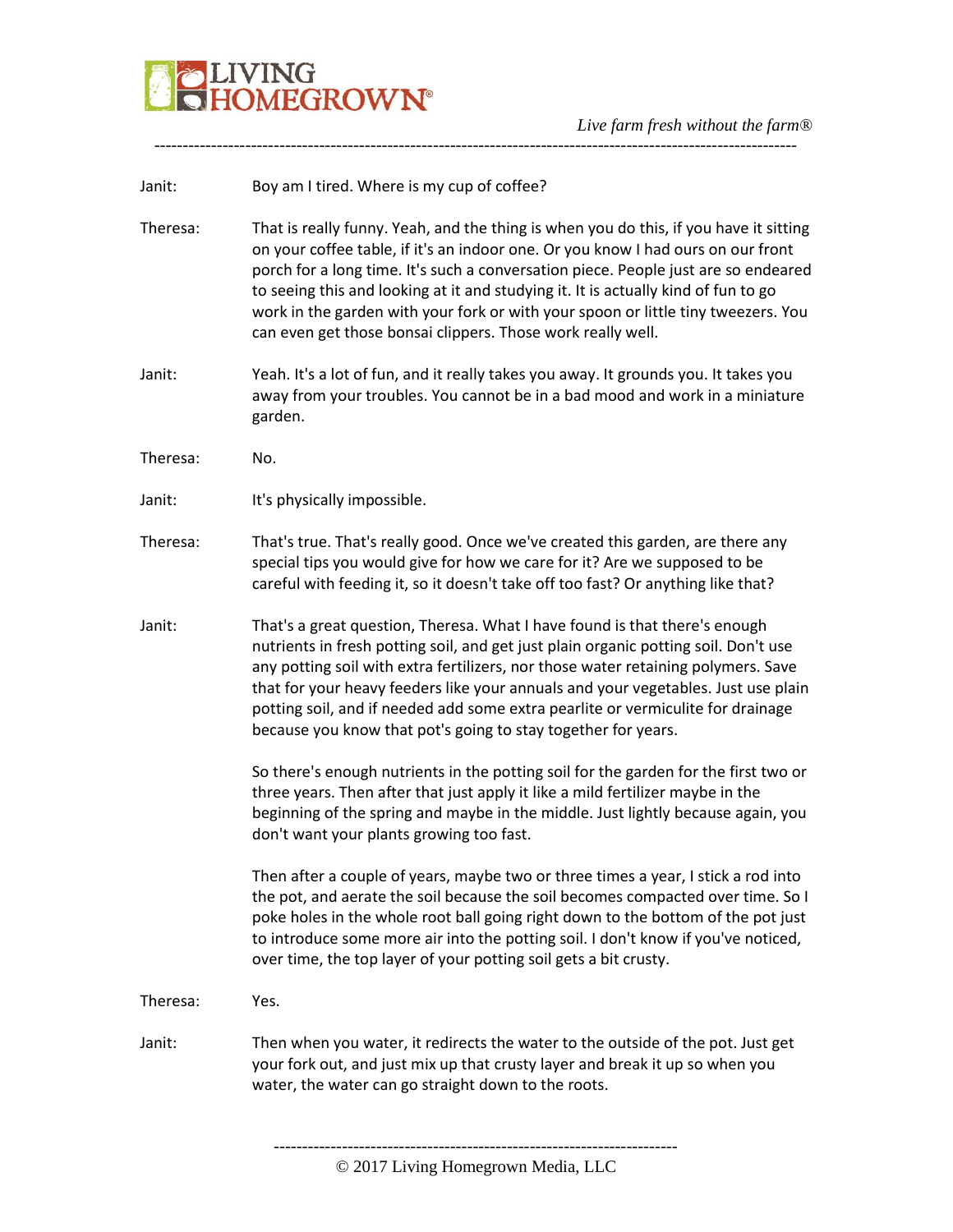Janit: Boy am I tired. Where is my cup of coffee?

Theresa: That is really funny. Yeah, and the thing is when you do this, if you have it sitting on your coffee table, if it's an indoor one. Or you know I had ours on our front porch for a long time. It's such a conversation piece. People just are so endeared to seeing this and looking at it and studying it. It is actually kind of fun to go work in the garden with your fork or with your spoon or little tiny tweezers. You can even get those bonsai clippers. Those work really well.

Janit: Yeah. It's a lot of fun, and it really takes you away. It grounds you. It takes you away from your troubles. You cannot be in a bad mood and work in a miniature garden.

Theresa: No.

Janit: It's physically impossible.

Theresa: That's true. That's really good. Once we've created this garden, are there any special tips you would give for how we care for it? Are we supposed to be careful with feeding it, so it doesn't take off too fast? Or anything like that?

Janit: That's a great question, Theresa. What I have found is that there's enough nutrients in fresh potting soil, and get just plain organic potting soil. Don't use any potting soil with extra fertilizers, nor those water retaining polymers. Save that for your heavy feeders like your annuals and your vegetables. Just use plain potting soil, and if needed add some extra pearlite or vermiculite for drainage because you know that pot's going to stay together for years.

So there's enough nutrients in the potting soil for the garden for the first two or three years. Then after that just apply it like a mild fertilizer maybe in the beginning of the spring and maybe in the middle. Just lightly because again, you don't want your plants growing too fast.

Then after a couple of years, maybe two or three times a year, I stick a rod into the pot, and aerate the soil because the soil becomes compacted over time. So I poke holes in the whole root ball going right down to the bottom of the pot just to introduce some more air into the potting soil. I don't know if you've noticed, over time, the top layer of your potting soil gets a bit crusty.

Theresa: Yes.

Janit: Then when you water, it redirects the water to the outside of the pot. Just get your fork out, and just mix up that crusty layer and break it up so when you water, the water can go straight down to the roots.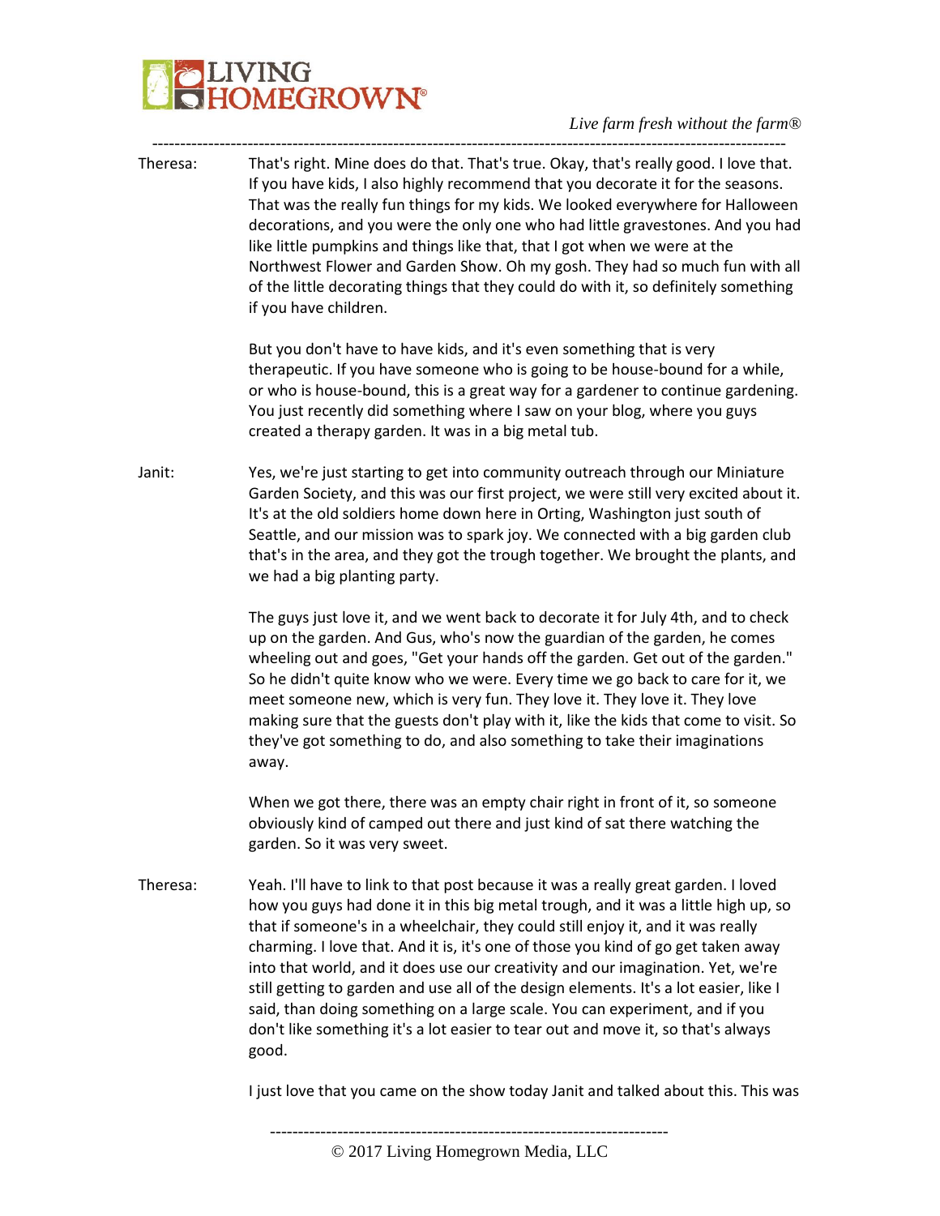Theresa: That's right. Mine does do that. That's true. Okay, that's really good. I love that. If you have kids, I also highly recommend that you decorate it for the seasons. That was the really fun things for my kids. We looked everywhere for Halloween decorations, and you were the only one who had little gravestones. And you had like little pumpkins and things like that, that I got when we were at the Northwest Flower and Garden Show. Oh my gosh. They had so much fun with all of the little decorating things that they could do with it, so definitely something if you have children.

But you don't have to have kids, and it's even something that is very therapeutic. If you have someone who is going to be house-bound for a while, or who is house-bound, this is a great way for a gardener to continue gardening. You just recently did something where I saw on your blog, where you guys created a therapy garden. It was in a big metal tub.

Janit: Yes, we're just starting to get into community outreach through our Miniature Garden Society, and this was our first project, we were still very excited about it. It's at the old soldiers home down here in Orting, Washington just south of Seattle, and our mission was to spark joy. We connected with a big garden club that's in the area, and they got the trough together. We brought the plants, and we had a big planting party.

The guys just love it, and we went back to decorate it for July 4th, and to check up on the garden. And Gus, who's now the guardian of the garden, he comes wheeling out and goes, "Get your hands off the garden. Get out of the garden." So he didn't quite know who we were. Every time we go back to care for it, we meet someone new, which is very fun. They love it. They love it. They love making sure that the guests don't play with it, like the kids that come to visit. So they've got something to do, and also something to take their imaginations away.

When we got there, there was an empty chair right in front of it, so someone obviously kind of camped out there and just kind of sat there watching the garden. So it was very sweet.

Theresa: Yeah. I'll have to link to that post because it was a really great garden. I loved how you guys had done it in this big metal trough, and it was a little high up, so that if someone's in a wheelchair, they could still enjoy it, and it was really charming. I love that. And it is, it's one of those you kind of go get taken away into that world, and it does use our creativity and our imagination. Yet, we're still getting to garden and use all of the design elements. It's a lot easier, like I said, than doing something on a large scale. You can experiment, and if you don't like something it's a lot easier to tear out and move it, so that's always good.

I just love that you came on the show today Janit and talked about this. This was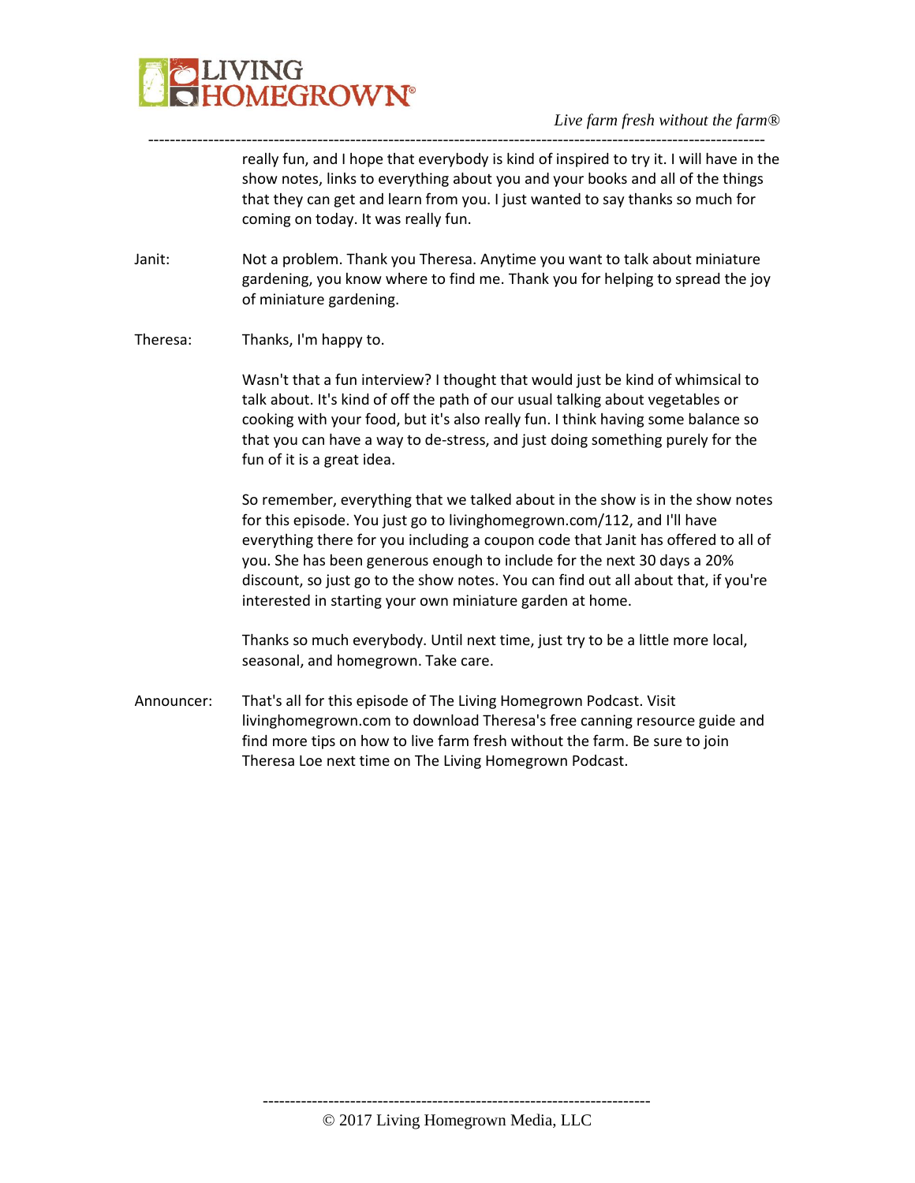really fun, and I hope that everybody is kind of inspired to try it. I will have in the show notes, links to everything about you and your books and all of the things that they can get and learn from you. I just wanted to say thanks so much for coming on today. It was really fun.

Janit: Not a problem. Thank you Theresa. Anytime you want to talk about miniature gardening, you know where to find me. Thank you for helping to spread the joy of miniature gardening.

Theresa: Thanks, I'm happy to.

Wasn't that a fun interview? I thought that would just be kind of whimsical to talk about. It's kind of off the path of our usual talking about vegetables or cooking with your food, but it's also really fun. I think having some balance so that you can have a way to de-stress, and just doing something purely for the fun of it is a great idea.

So remember, everything that we talked about in the show is in the show notes for this episode. You just go to livinghomegrown.com/112, and I'll have everything there for you including a coupon code that Janit has offered to all of you. She has been generous enough to include for the next 30 days a 20% discount, so just go to the show notes. You can find out all about that, if you're interested in starting your own miniature garden at home.

Thanks so much everybody. Until next time, just try to be a little more local, seasonal, and homegrown. Take care.

Announcer: That's all for this episode of The Living Homegrown Podcast. Visit livinghomegrown.com to download Theresa's free canning resource guide and find more tips on how to live farm fresh without the farm. Be sure to join Theresa Loe next time on The Living Homegrown Podcast.